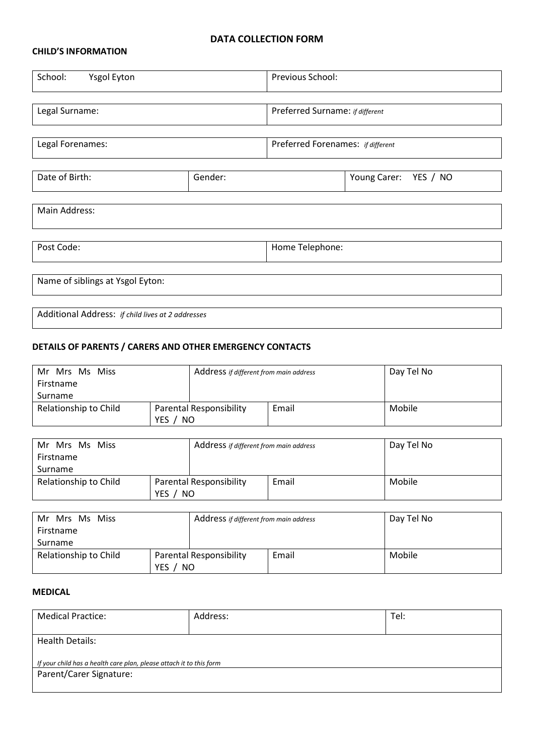# DATA COLLECTION FORM

## CHILD'S INFORMATION

| School: Ysgol Eyton | Previous School: |
|---|---|

| Legal Surname: | Preferred Surname: *if different* |
|---|---|

| Legal Forenames: | Preferred Forenames: *if different* |
|---|---|

| Date of Birth: | Gender: | Young Carer: YES / NO |
|---|---|---|

| Main Address: |
|---|

| Post Code: | Home Telephone: |
|---|---|

| Name of siblings at Ysgol Eyton: |
|---|

| Additional Address: *if child lives at 2 addresses* |
|---|

## DETAILS OF PARENTS / CARERS AND OTHER EMERGENCY CONTACTS

| Mr Mrs Ms Miss<br>Firstname<br>Surname | | Address *if different from main address* | | Day Tel No |
|---|---|---|---|---|
| Relationship to Child | Parental Responsibility<br>YES / NO | | Email | Mobile |

| Mr Mrs Ms Miss<br>Firstname<br>Surname | | Address *if different from main address* | | Day Tel No |
|---|---|---|---|---|
| Relationship to Child | Parental Responsibility<br>YES / NO | | Email | Mobile |

| Mr Mrs Ms Miss<br>Firstname<br>Surname | | Address *if different from main address* | | Day Tel No |
|---|---|---|---|---|
| Relationship to Child | Parental Responsibility<br>YES / NO | | Email | Mobile |

## MEDICAL

| Medical Practice: | Address: | Tel: |
|---|---|---|
| Health Details:<br><br>*If your child has a health care plan, please attach it to this form* | | |
| Parent/Carer Signature: | | |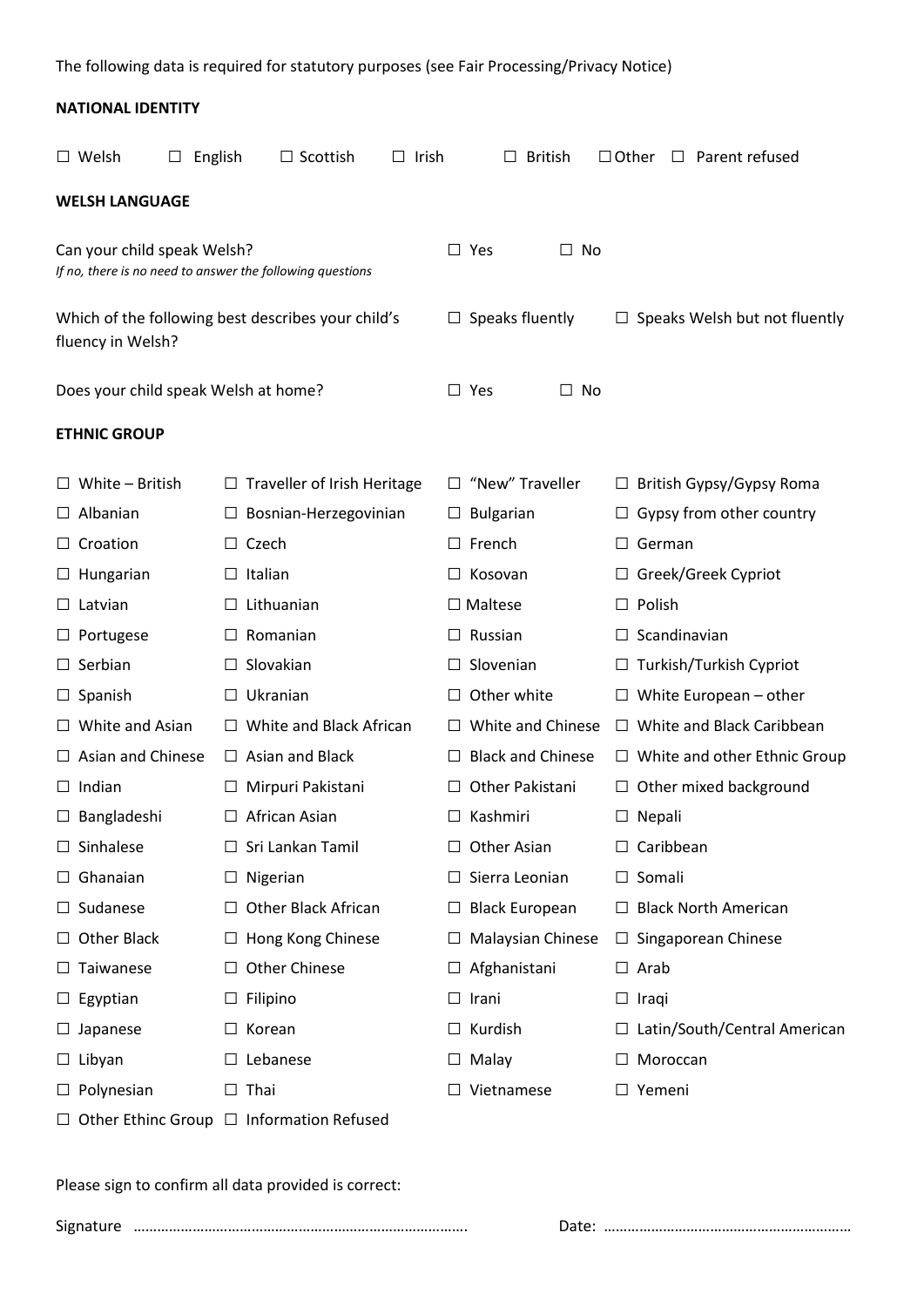The following data is required for statutory purposes (see Fair Processing/Privacy Notice)

**NATIONAL IDENTITY**

☐ Welsh ☐ English ☐ Scottish ☐ Irish ☐ British ☐ Other ☐ Parent refused

**WELSH LANGUAGE**

| | | |
|---|---|---|
| Can your child speak Welsh?<br>*If no, there is no need to answer the following questions* | ☐ Yes | ☐ No |
| Which of the following best describes your child's fluency in Welsh? | ☐ Speaks fluently | ☐ Speaks Welsh but not fluently |
| Does your child speak Welsh at home? | ☐ Yes | ☐ No |

**ETHNIC GROUP**

| | | | |
|---|---|---|---|
| ☐ White – British | ☐ Traveller of Irish Heritage | ☐ "New" Traveller | ☐ British Gypsy/Gypsy Roma |
| ☐ Albanian | ☐ Bosnian-Herzegovinian | ☐ Bulgarian | ☐ Gypsy from other country |
| ☐ Croation | ☐ Czech | ☐ French | ☐ German |
| ☐ Hungarian | ☐ Italian | ☐ Kosovan | ☐ Greek/Greek Cypriot |
| ☐ Latvian | ☐ Lithuanian | ☐ Maltese | ☐ Polish |
| ☐ Portugese | ☐ Romanian | ☐ Russian | ☐ Scandinavian |
| ☐ Serbian | ☐ Slovakian | ☐ Slovenian | ☐ Turkish/Turkish Cypriot |
| ☐ Spanish | ☐ Ukranian | ☐ Other white | ☐ White European – other |
| ☐ White and Asian | ☐ White and Black African | ☐ White and Chinese | ☐ White and Black Caribbean |
| ☐ Asian and Chinese | ☐ Asian and Black | ☐ Black and Chinese | ☐ White and other Ethnic Group |
| ☐ Indian | ☐ Mirpuri Pakistani | ☐ Other Pakistani | ☐ Other mixed background |
| ☐ Bangladeshi | ☐ African Asian | ☐ Kashmiri | ☐ Nepali |
| ☐ Sinhalese | ☐ Sri Lankan Tamil | ☐ Other Asian | ☐ Caribbean |
| ☐ Ghanaian | ☐ Nigerian | ☐ Sierra Leonian | ☐ Somali |
| ☐ Sudanese | ☐ Other Black African | ☐ Black European | ☐ Black North American |
| ☐ Other Black | ☐ Hong Kong Chinese | ☐ Malaysian Chinese | ☐ Singaporean Chinese |
| ☐ Taiwanese | ☐ Other Chinese | ☐ Afghanistani | ☐ Arab |
| ☐ Egyptian | ☐ Filipino | ☐ Irani | ☐ Iraqi |
| ☐ Japanese | ☐ Korean | ☐ Kurdish | ☐ Latin/South/Central American |
| ☐ Libyan | ☐ Lebanese | ☐ Malay | ☐ Moroccan |
| ☐ Polynesian | ☐ Thai | ☐ Vietnamese | ☐ Yemeni |
| ☐ Other Ethinc Group | ☐ Information Refused | | |

Please sign to confirm all data provided is correct:

Signature ………………………………………………………………………. Date: ……………………………………………………